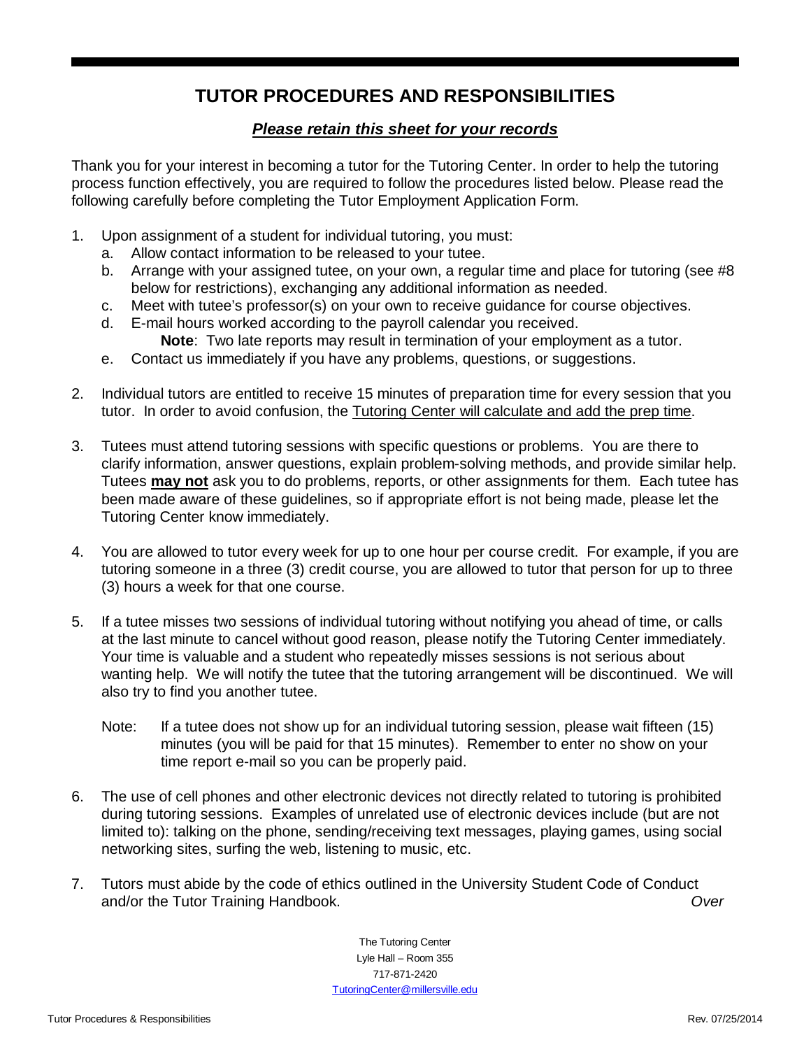# TUTOR PROCEDURES AND RESPONSIBILITIES

***Please retain this sheet for your records***

Thank you for your interest in becoming a tutor for the Tutoring Center. In order to help the tutoring process function effectively, you are required to follow the procedures listed below. Please read the following carefully before completing the Tutor Employment Application Form.

1. Upon assignment of a student for individual tutoring, you must:
   a. Allow contact information to be released to your tutee.
   b. Arrange with your assigned tutee, on your own, a regular time and place for tutoring (see #8 below for restrictions), exchanging any additional information as needed.
   c. Meet with tutee's professor(s) on your own to receive guidance for course objectives.
   d. E-mail hours worked according to the payroll calendar you received.
      **Note**: Two late reports may result in termination of your employment as a tutor.
   e. Contact us immediately if you have any problems, questions, or suggestions.

2. Individual tutors are entitled to receive 15 minutes of preparation time for every session that you tutor. In order to avoid confusion, the Tutoring Center will calculate and add the prep time.

3. Tutees must attend tutoring sessions with specific questions or problems. You are there to clarify information, answer questions, explain problem-solving methods, and provide similar help. Tutees **may not** ask you to do problems, reports, or other assignments for them. Each tutee has been made aware of these guidelines, so if appropriate effort is not being made, please let the Tutoring Center know immediately.

4. You are allowed to tutor every week for up to one hour per course credit. For example, if you are tutoring someone in a three (3) credit course, you are allowed to tutor that person for up to three (3) hours a week for that one course.

5. If a tutee misses two sessions of individual tutoring without notifying you ahead of time, or calls at the last minute to cancel without good reason, please notify the Tutoring Center immediately. Your time is valuable and a student who repeatedly misses sessions is not serious about wanting help. We will notify the tutee that the tutoring arrangement will be discontinued. We will also try to find you another tutee.

   Note: If a tutee does not show up for an individual tutoring session, please wait fifteen (15) minutes (you will be paid for that 15 minutes). Remember to enter no show on your time report e-mail so you can be properly paid.

6. The use of cell phones and other electronic devices not directly related to tutoring is prohibited during tutoring sessions. Examples of unrelated use of electronic devices include (but are not limited to): talking on the phone, sending/receiving text messages, playing games, using social networking sites, surfing the web, listening to music, etc.

7. Tutors must abide by the code of ethics outlined in the University Student Code of Conduct and/or the Tutor Training Handbook.

*Over*

The Tutoring Center
Lyle Hall – Room 355
717-871-2420
TutoringCenter@millersville.edu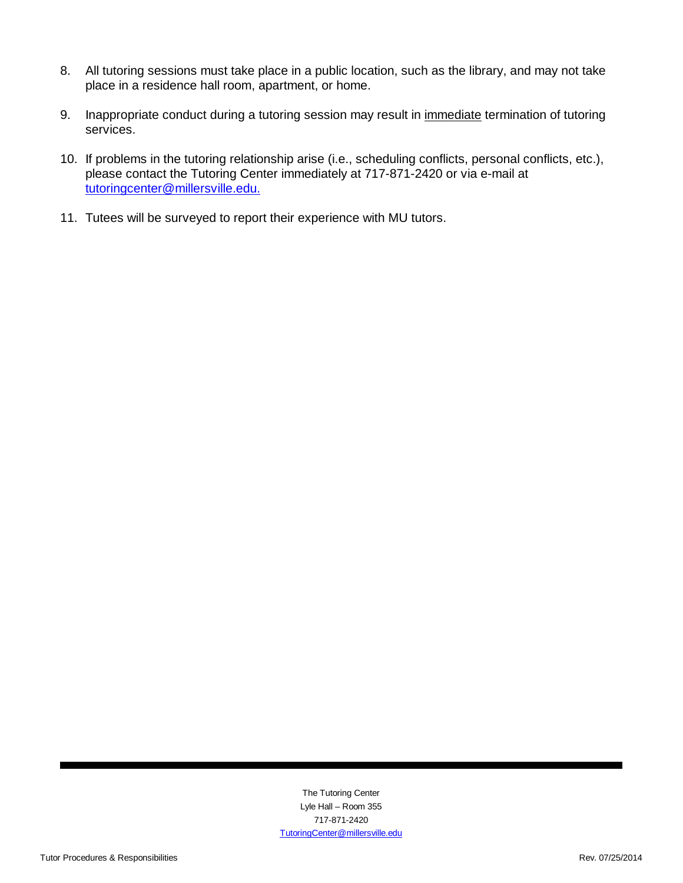8. All tutoring sessions must take place in a public location, such as the library, and may not take place in a residence hall room, apartment, or home.

9. Inappropriate conduct during a tutoring session may result in <u>immediate</u> termination of tutoring services.

10. If problems in the tutoring relationship arise (i.e., scheduling conflicts, personal conflicts, etc.), please contact the Tutoring Center immediately at 717-871-2420 or via e-mail at tutoringcenter@millersville.edu.

11. Tutees will be surveyed to report their experience with MU tutors.

---

The Tutoring Center
Lyle Hall – Room 355
717-871-2420
TutoringCenter@millersville.edu